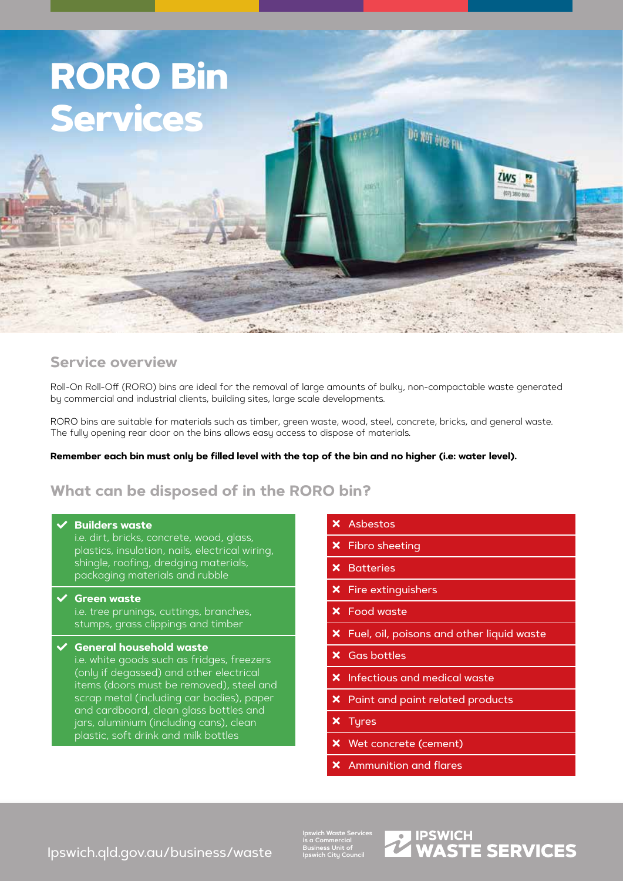# RORO Bin Services

## Service overview

Roll-On Roll-Off (RORO) bins are ideal for the removal of large amounts of bulky, non-compactable waste generated by commercial and industrial clients, building sites, large scale developments.

RORO bins are suitable for materials such as timber, green waste, wood, steel, concrete, bricks, and general waste. The fully opening rear door on the bins allows easy access to dispose of materials.

**Remember each bin must only be filled level with the top of the bin and no higher (i.e: water level).**

## What can be disposed of in the RORO bin?

- ✔ **Builders waste**
  i.e. dirt, bricks, concrete, wood, glass, plastics, insulation, nails, electrical wiring, shingle, roofing, dredging materials, packaging materials and rubble
- ✔ **Green waste**
  i.e. tree prunings, cuttings, branches, stumps, grass clippings and timber
- ✔ **General household waste**
  i.e. white goods such as fridges, freezers (only if degassed) and other electrical items (doors must be removed), steel and scrap metal (including car bodies), paper and cardboard, clean glass bottles and jars, aluminium (including cans), clean plastic, soft drink and milk bottles

- ✘ Asbestos
- ✘ Fibro sheeting
- ✘ Batteries
- ✘ Fire extinguishers
- ✘ Food waste
- ✘ Fuel, oil, poisons and other liquid waste
- ✘ Gas bottles
- ✘ Infectious and medical waste
- ✘ Paint and paint related products
- ✘ Tyres
- ✘ Wet concrete (cement)
- ✘ Ammunition and flares

Ipswich.qld.gov.au/business/waste

Ipswich Waste Services is a Commercial Business Unit of Ipswich City Council

IPSWICH WASTE SERVICES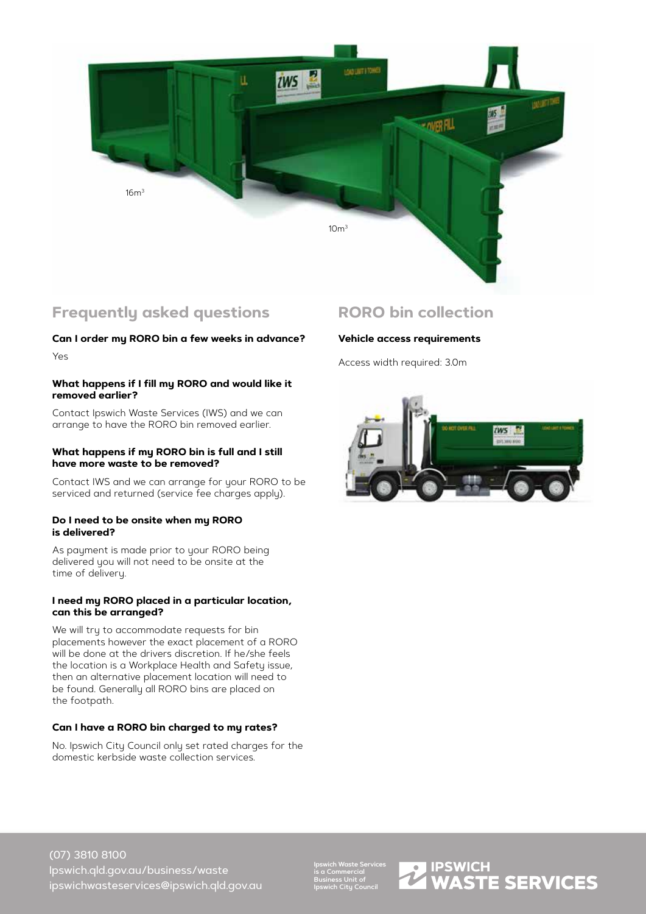16m$^3$

10m$^3$

## Frequently asked questions

**Can I order my RORO bin a few weeks in advance?**

Yes

**What happens if I fill my RORO and would like it removed earlier?**

Contact Ipswich Waste Services (IWS) and we can arrange to have the RORO bin removed earlier.

**What happens if my RORO bin is full and I still have more waste to be removed?**

Contact IWS and we can arrange for your RORO to be serviced and returned (service fee charges apply).

**Do I need to be onsite when my RORO is delivered?**

As payment is made prior to your RORO being delivered you will not need to be onsite at the time of delivery.

**I need my RORO placed in a particular location, can this be arranged?**

We will try to accommodate requests for bin placements however the exact placement of a RORO will be done at the drivers discretion. If he/she feels the location is a Workplace Health and Safety issue, then an alternative placement location will need to be found. Generally all RORO bins are placed on the footpath.

**Can I have a RORO bin charged to my rates?**

No. Ipswich City Council only set rated charges for the domestic kerbside waste collection services.

## RORO bin collection

**Vehicle access requirements**

Access width required: 3.0m

(07) 3810 8100
Ipswich.qld.gov.au/business/waste
ipswichwasteservices@ipswich.qld.gov.au

Ipswich Waste Services is a Commercial Business Unit of Ipswich City Council

IPSWICH WASTE SERVICES